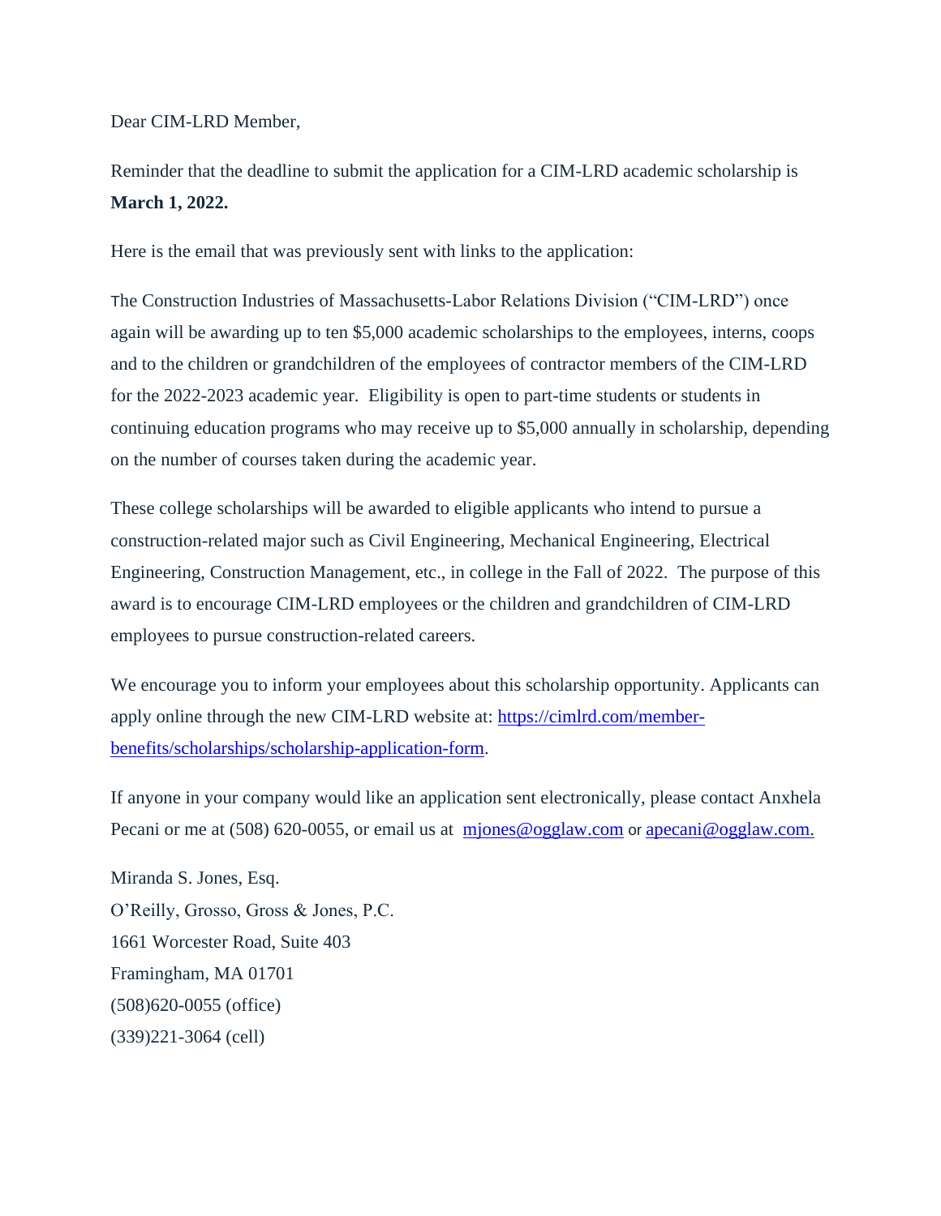Dear CIM-LRD Member,

Reminder that the deadline to submit the application for a CIM-LRD academic scholarship is **March 1, 2022.**

Here is the email that was previously sent with links to the application:

The Construction Industries of Massachusetts-Labor Relations Division ("CIM-LRD") once again will be awarding up to ten $5,000 academic scholarships to the employees, interns, coops and to the children or grandchildren of the employees of contractor members of the CIM-LRD for the 2022-2023 academic year. Eligibility is open to part-time students or students in continuing education programs who may receive up to $5,000 annually in scholarship, depending on the number of courses taken during the academic year.

These college scholarships will be awarded to eligible applicants who intend to pursue a construction-related major such as Civil Engineering, Mechanical Engineering, Electrical Engineering, Construction Management, etc., in college in the Fall of 2022. The purpose of this award is to encourage CIM-LRD employees or the children and grandchildren of CIM-LRD employees to pursue construction-related careers.

We encourage you to inform your employees about this scholarship opportunity. Applicants can apply online through the new CIM-LRD website at: [https://cimlrd.com/member-benefits/scholarships/scholarship-application-form](https://cimlrd.com/member-benefits/scholarships/scholarship-application-form).

If anyone in your company would like an application sent electronically, please contact Anxhela Pecani or me at (508) 620-0055, or email us at [mjones@ogglaw.com](mailto:mjones@ogglaw.com) or [apecani@ogglaw.com.](mailto:apecani@ogglaw.com)

Miranda S. Jones, Esq.
O'Reilly, Grosso, Gross & Jones, P.C.
1661 Worcester Road, Suite 403
Framingham, MA 01701
(508)620-0055 (office)
(339)221-3064 (cell)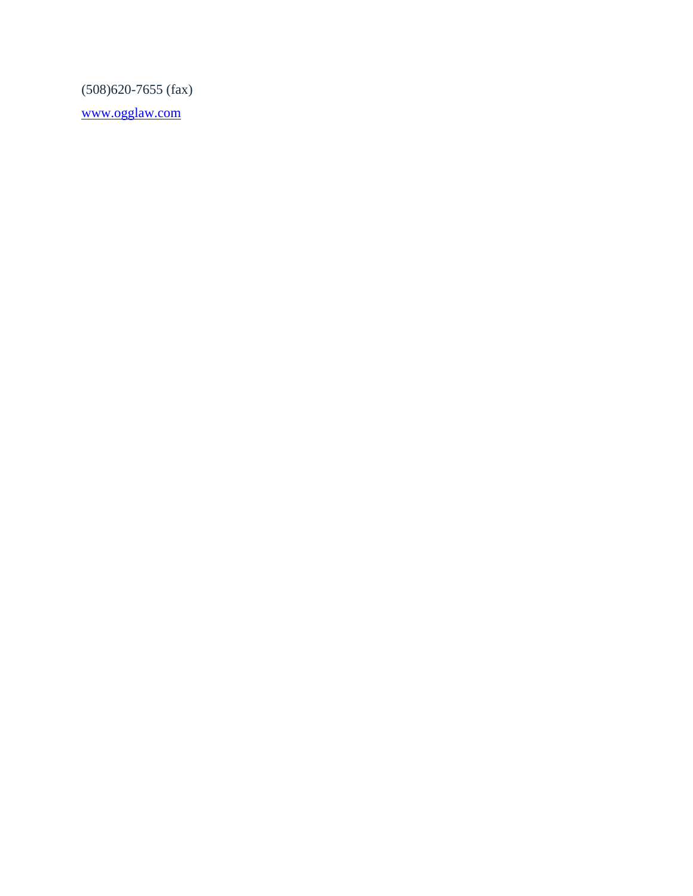(508)620-7655 (fax)

[www.ogglaw.com](http://www.ogglaw.com)